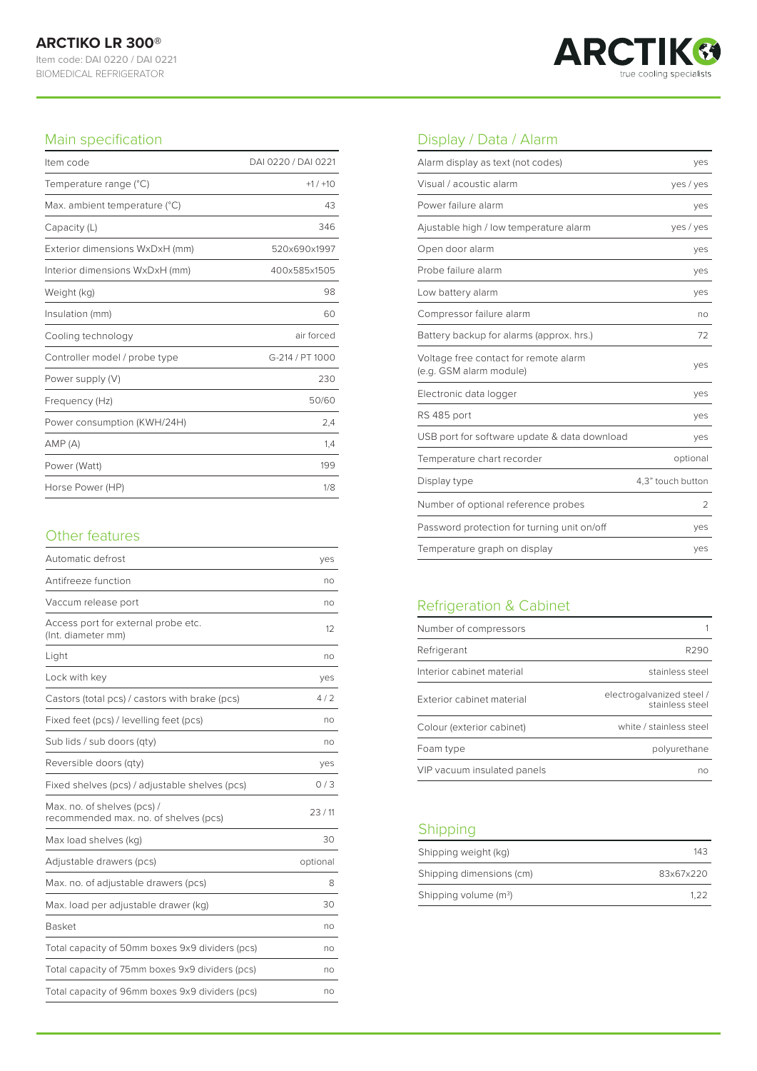# ARCTIKO LR 300®

Item code: DAI 0220 / DAI 0221
BIOMEDICAL REFRIGERATOR

ARCTIKO
true cooling specialists

## Main specification

| | |
|---|---|
| Item code | DAI 0220 / DAI 0221 |
| Temperature range (°C) | +1 / +10 |
| Max. ambient temperature (°C) | 43 |
| Capacity (L) | 346 |
| Exterior dimensions WxDxH (mm) | 520x690x1997 |
| Interior dimensions WxDxH (mm) | 400x585x1505 |
| Weight (kg) | 98 |
| Insulation (mm) | 60 |
| Cooling technology | air forced |
| Controller model / probe type | G-214 / PT 1000 |
| Power supply (V) | 230 |
| Frequency (Hz) | 50/60 |
| Power consumption (KWH/24H) | 2,4 |
| AMP (A) | 1,4 |
| Power (Watt) | 199 |
| Horse Power (HP) | 1/8 |

## Other features

| | |
|---|---|
| Automatic defrost | yes |
| Antifreeze function | no |
| Vaccum release port | no |
| Access port for external probe etc. (Int. diameter mm) | 12 |
| Light | no |
| Lock with key | yes |
| Castors (total pcs) / castors with brake (pcs) | 4 / 2 |
| Fixed feet (pcs) / levelling feet (pcs) | no |
| Sub lids / sub doors (qty) | no |
| Reversible doors (qty) | yes |
| Fixed shelves (pcs) / adjustable shelves (pcs) | 0 / 3 |
| Max. no. of shelves (pcs) / recommended max. no. of shelves (pcs) | 23 / 11 |
| Max load shelves (kg) | 30 |
| Adjustable drawers (pcs) | optional |
| Max. no. of adjustable drawers (pcs) | 8 |
| Max. load per adjustable drawer (kg) | 30 |
| Basket | no |
| Total capacity of 50mm boxes 9x9 dividers (pcs) | no |
| Total capacity of 75mm boxes 9x9 dividers (pcs) | no |
| Total capacity of 96mm boxes 9x9 dividers (pcs) | no |

## Display / Data / Alarm

| | |
|---|---|
| Alarm display as text (not codes) | yes |
| Visual / acoustic alarm | yes / yes |
| Power failure alarm | yes |
| Ajustable high / low temperature alarm | yes / yes |
| Open door alarm | yes |
| Probe failure alarm | yes |
| Low battery alarm | yes |
| Compressor failure alarm | no |
| Battery backup for alarms (approx. hrs.) | 72 |
| Voltage free contact for remote alarm (e.g. GSM alarm module) | yes |
| Electronic data logger | yes |
| RS 485 port | yes |
| USB port for software update & data download | yes |
| Temperature chart recorder | optional |
| Display type | 4,3" touch button |
| Number of optional reference probes | 2 |
| Password protection for turning unit on/off | yes |
| Temperature graph on display | yes |

## Refrigeration & Cabinet

| | |
|---|---|
| Number of compressors | 1 |
| Refrigerant | R290 |
| Interior cabinet material | stainless steel |
| Exterior cabinet material | electrogalvanized steel / stainless steel |
| Colour (exterior cabinet) | white / stainless steel |
| Foam type | polyurethane |
| VIP vacuum insulated panels | no |

## Shipping

| | |
|---|---|
| Shipping weight (kg) | 143 |
| Shipping dimensions (cm) | 83x67x220 |
| Shipping volume ($m^3$) | 1,22 |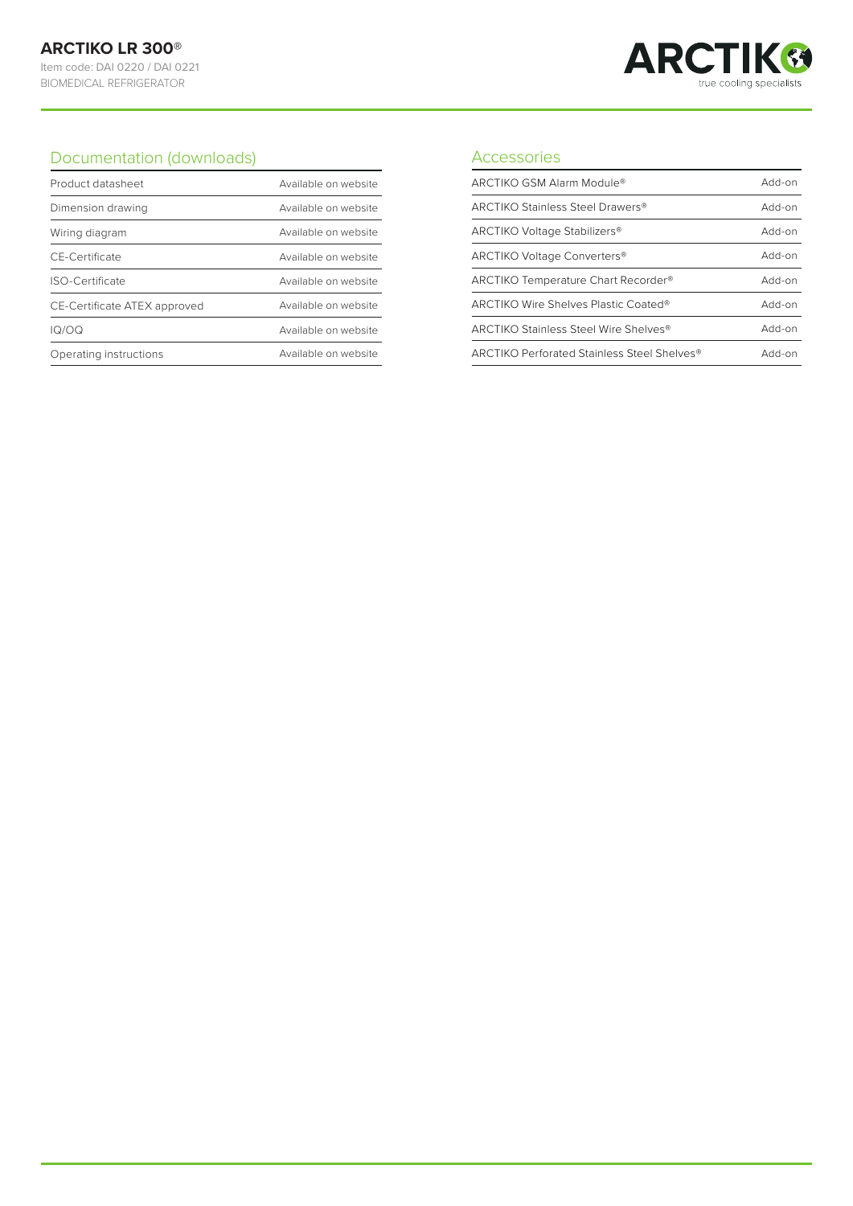## Documentation (downloads)

| | |
|---|---|
| Product datasheet | Available on website |
| Dimension drawing | Available on website |
| Wiring diagram | Available on website |
| CE-Certificate | Available on website |
| ISO-Certificate | Available on website |
| CE-Certificate ATEX approved | Available on website |
| IQ/OQ | Available on website |
| Operating instructions | Available on website |

## Accessories

| | |
|---|---|
| ARCTIKO GSM Alarm Module® | Add-on |
| ARCTIKO Stainless Steel Drawers® | Add-on |
| ARCTIKO Voltage Stabilizers® | Add-on |
| ARCTIKO Voltage Converters® | Add-on |
| ARCTIKO Temperature Chart Recorder® | Add-on |
| ARCTIKO Wire Shelves Plastic Coated® | Add-on |
| ARCTIKO Stainless Steel Wire Shelves® | Add-on |
| ARCTIKO Perforated Stainless Steel Shelves® | Add-on |